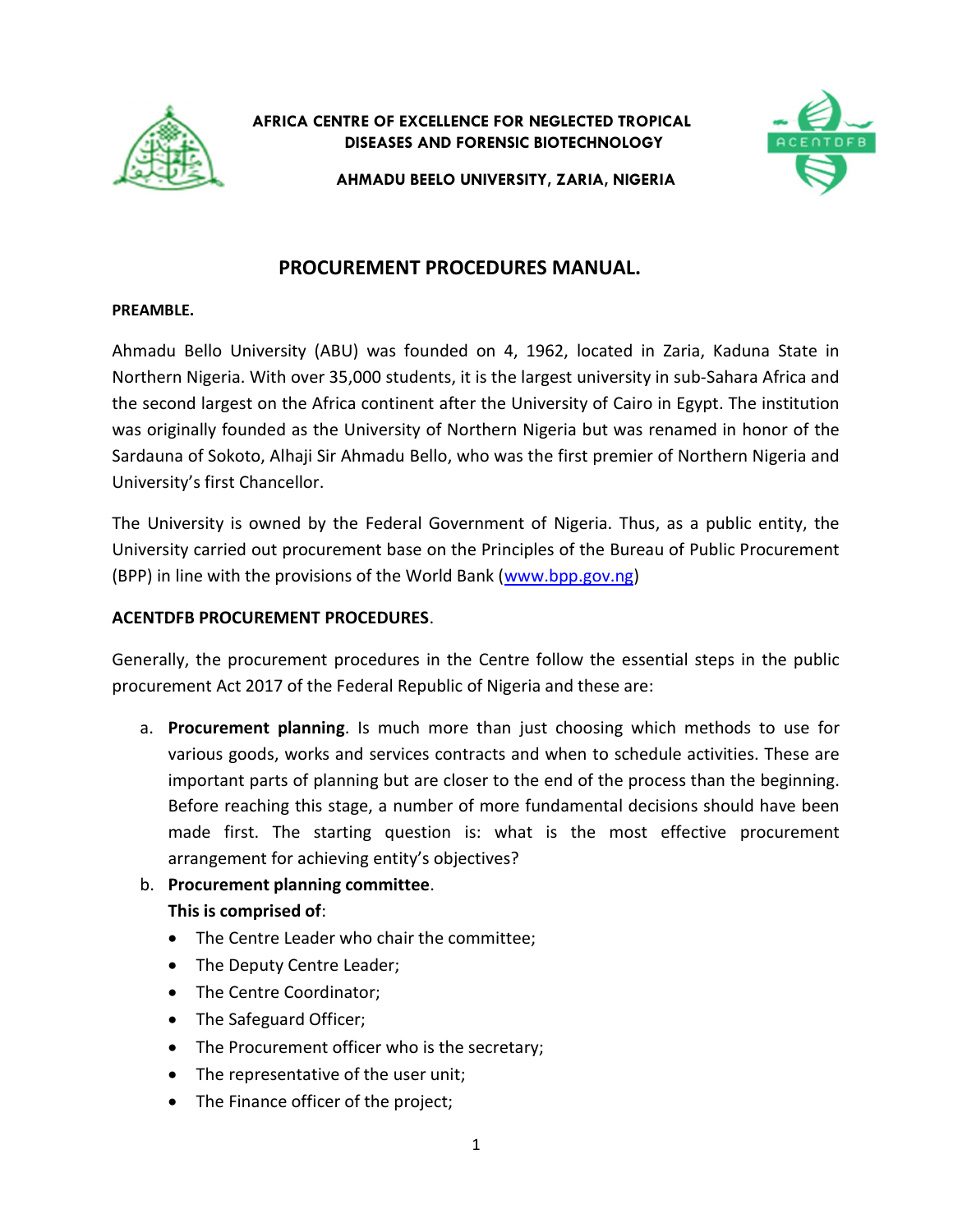**AFRICA CENTRE OF EXCELLENCE FOR NEGLECTED TROPICAL DISEASES AND FORENSIC BIOTECHNOLOGY**

**AHMADU BEELO UNIVERSITY, ZARIA, NIGERIA**

# PROCUREMENT PROCEDURES MANUAL.

**PREAMBLE.**

Ahmadu Bello University (ABU) was founded on 4, 1962, located in Zaria, Kaduna State in Northern Nigeria. With over 35,000 students, it is the largest university in sub-Sahara Africa and the second largest on the Africa continent after the University of Cairo in Egypt. The institution was originally founded as the University of Northern Nigeria but was renamed in honor of the Sardauna of Sokoto, Alhaji Sir Ahmadu Bello, who was the first premier of Northern Nigeria and University's first Chancellor.

The University is owned by the Federal Government of Nigeria. Thus, as a public entity, the University carried out procurement base on the Principles of the Bureau of Public Procurement (BPP) in line with the provisions of the World Bank (www.bpp.gov.ng)

**ACENTDFB PROCUREMENT PROCEDURES**.

Generally, the procurement procedures in the Centre follow the essential steps in the public procurement Act 2017 of the Federal Republic of Nigeria and these are:

a. **Procurement planning**. Is much more than just choosing which methods to use for various goods, works and services contracts and when to schedule activities. These are important parts of planning but are closer to the end of the process than the beginning. Before reaching this stage, a number of more fundamental decisions should have been made first. The starting question is: what is the most effective procurement arrangement for achieving entity's objectives?
b. **Procurement planning committee**.
   **This is comprised of**:
   - The Centre Leader who chair the committee;
   - The Deputy Centre Leader;
   - The Centre Coordinator;
   - The Safeguard Officer;
   - The Procurement officer who is the secretary;
   - The representative of the user unit;
   - The Finance officer of the project;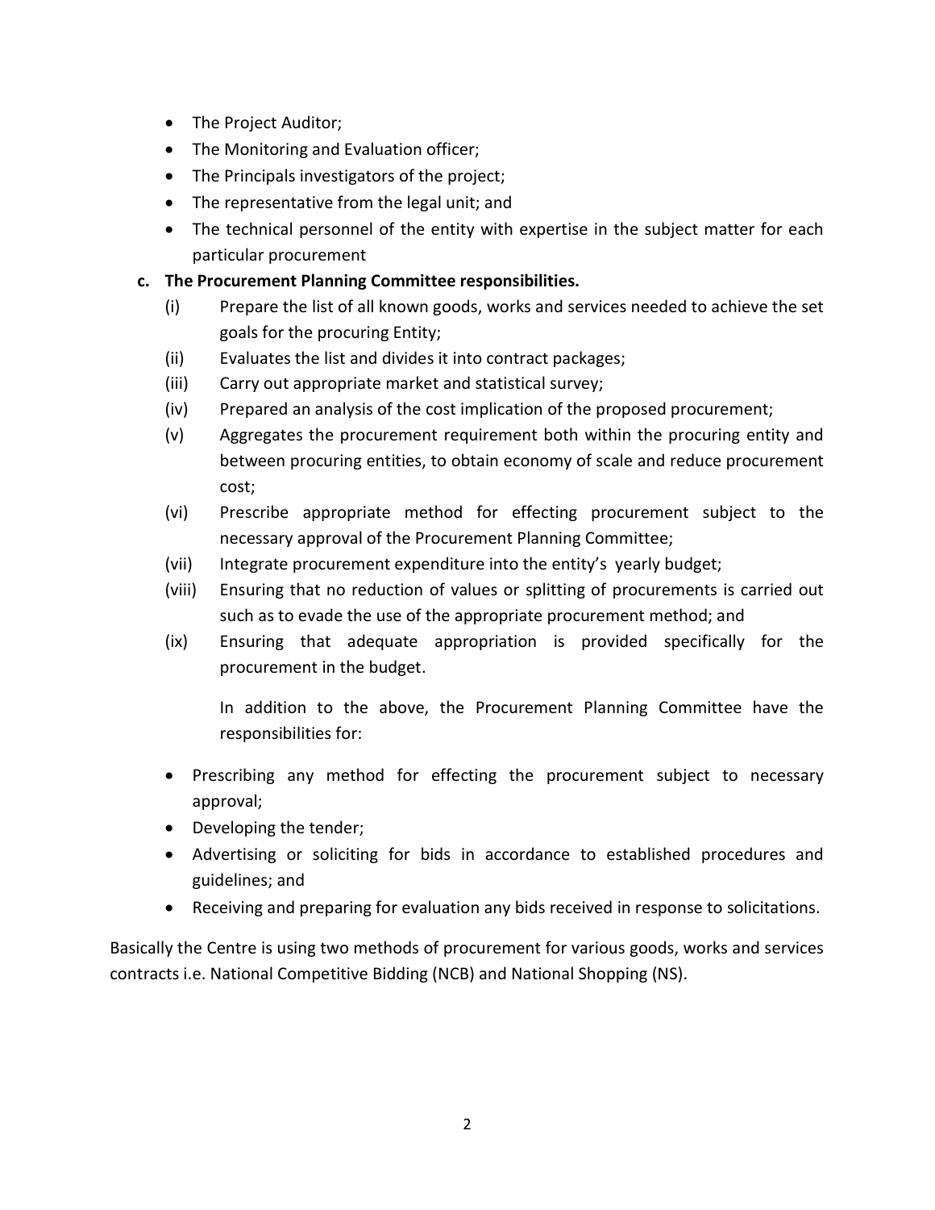- The Project Auditor;
- The Monitoring and Evaluation officer;
- The Principals investigators of the project;
- The representative from the legal unit; and
- The technical personnel of the entity with expertise in the subject matter for each particular procurement

**c. The Procurement Planning Committee responsibilities.**

(i) Prepare the list of all known goods, works and services needed to achieve the set goals for the procuring Entity;

(ii) Evaluates the list and divides it into contract packages;

(iii) Carry out appropriate market and statistical survey;

(iv) Prepared an analysis of the cost implication of the proposed procurement;

(v) Aggregates the procurement requirement both within the procuring entity and between procuring entities, to obtain economy of scale and reduce procurement cost;

(vi) Prescribe appropriate method for effecting procurement subject to the necessary approval of the Procurement Planning Committee;

(vii) Integrate procurement expenditure into the entity's yearly budget;

(viii) Ensuring that no reduction of values or splitting of procurements is carried out such as to evade the use of the appropriate procurement method; and

(ix) Ensuring that adequate appropriation is provided specifically for the procurement in the budget.

In addition to the above, the Procurement Planning Committee have the responsibilities for:

- Prescribing any method for effecting the procurement subject to necessary approval;
- Developing the tender;
- Advertising or soliciting for bids in accordance to established procedures and guidelines; and
- Receiving and preparing for evaluation any bids received in response to solicitations.

Basically the Centre is using two methods of procurement for various goods, works and services contracts i.e. National Competitive Bidding (NCB) and National Shopping (NS).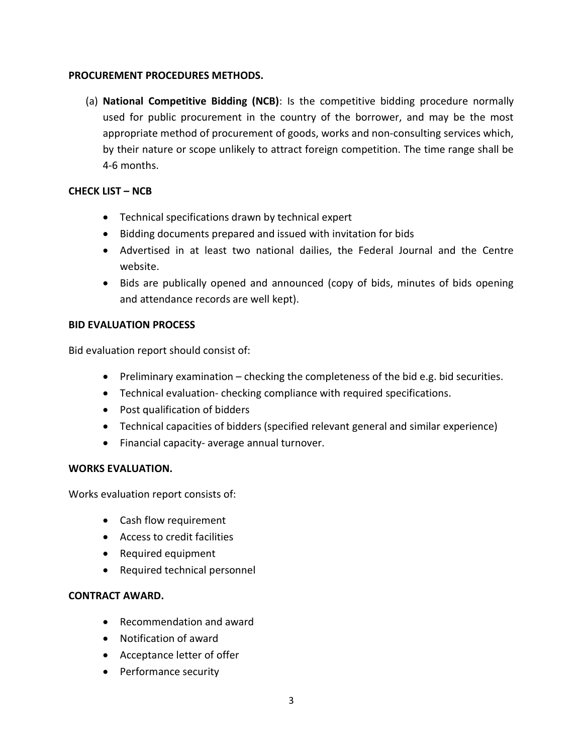**PROCUREMENT PROCEDURES METHODS.**

(a) **National Competitive Bidding (NCB)**: Is the competitive bidding procedure normally used for public procurement in the country of the borrower, and may be the most appropriate method of procurement of goods, works and non-consulting services which, by their nature or scope unlikely to attract foreign competition. The time range shall be 4-6 months.

**CHECK LIST – NCB**

- Technical specifications drawn by technical expert
- Bidding documents prepared and issued with invitation for bids
- Advertised in at least two national dailies, the Federal Journal and the Centre website.
- Bids are publically opened and announced (copy of bids, minutes of bids opening and attendance records are well kept).

**BID EVALUATION PROCESS**

Bid evaluation report should consist of:

- Preliminary examination – checking the completeness of the bid e.g. bid securities.
- Technical evaluation- checking compliance with required specifications.
- Post qualification of bidders
- Technical capacities of bidders (specified relevant general and similar experience)
- Financial capacity- average annual turnover.

**WORKS EVALUATION.**

Works evaluation report consists of:

- Cash flow requirement
- Access to credit facilities
- Required equipment
- Required technical personnel

**CONTRACT AWARD.**

- Recommendation and award
- Notification of award
- Acceptance letter of offer
- Performance security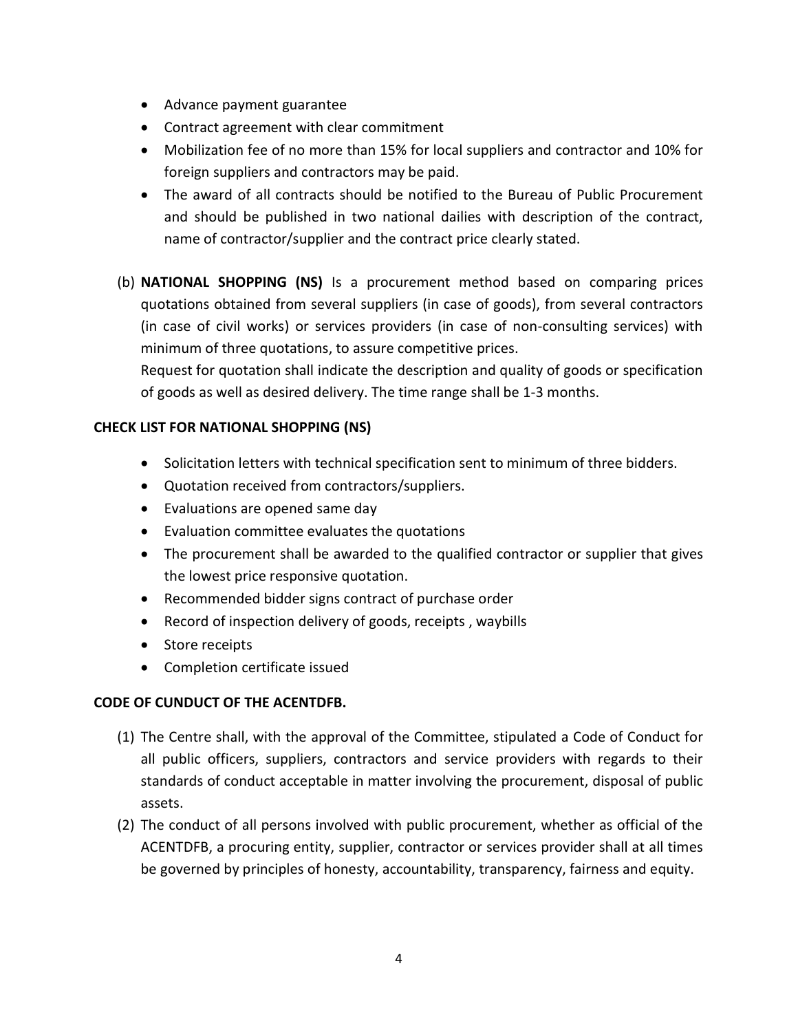- Advance payment guarantee
- Contract agreement with clear commitment
- Mobilization fee of no more than 15% for local suppliers and contractor and 10% for foreign suppliers and contractors may be paid.
- The award of all contracts should be notified to the Bureau of Public Procurement and should be published in two national dailies with description of the contract, name of contractor/supplier and the contract price clearly stated.

(b) **NATIONAL SHOPPING (NS)** Is a procurement method based on comparing prices quotations obtained from several suppliers (in case of goods), from several contractors (in case of civil works) or services providers (in case of non-consulting services) with minimum of three quotations, to assure competitive prices.
Request for quotation shall indicate the description and quality of goods or specification of goods as well as desired delivery. The time range shall be 1-3 months.

**CHECK LIST FOR NATIONAL SHOPPING (NS)**

- Solicitation letters with technical specification sent to minimum of three bidders.
- Quotation received from contractors/suppliers.
- Evaluations are opened same day
- Evaluation committee evaluates the quotations
- The procurement shall be awarded to the qualified contractor or supplier that gives the lowest price responsive quotation.
- Recommended bidder signs contract of purchase order
- Record of inspection delivery of goods, receipts , waybills
- Store receipts
- Completion certificate issued

**CODE OF CUNDUCT OF THE ACENTDFB.**

(1) The Centre shall, with the approval of the Committee, stipulated a Code of Conduct for all public officers, suppliers, contractors and service providers with regards to their standards of conduct acceptable in matter involving the procurement, disposal of public assets.

(2) The conduct of all persons involved with public procurement, whether as official of the ACENTDFB, a procuring entity, supplier, contractor or services provider shall at all times be governed by principles of honesty, accountability, transparency, fairness and equity.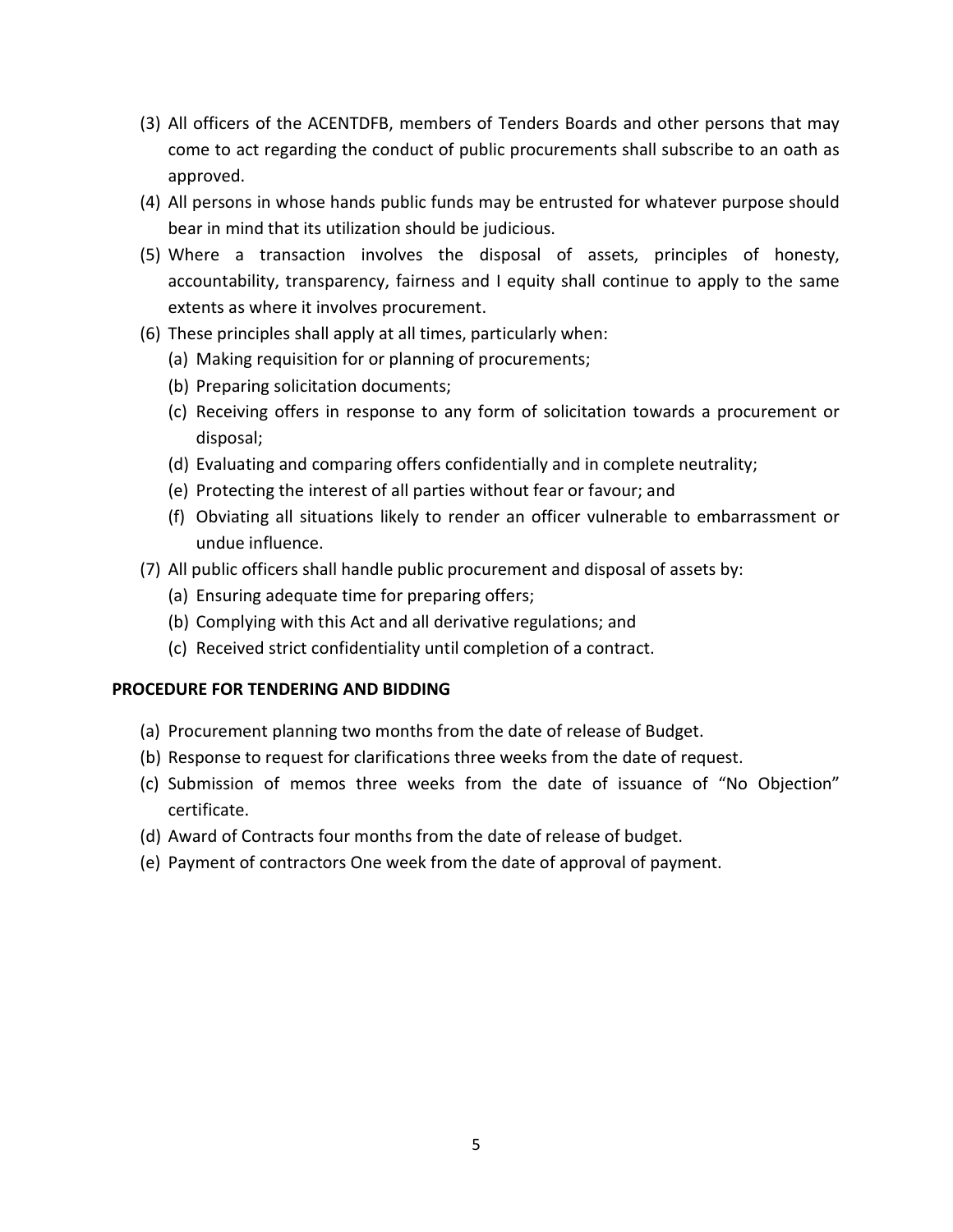(3) All officers of the ACENTDFB, members of Tenders Boards and other persons that may come to act regarding the conduct of public procurements shall subscribe to an oath as approved.

(4) All persons in whose hands public funds may be entrusted for whatever purpose should bear in mind that its utilization should be judicious.

(5) Where a transaction involves the disposal of assets, principles of honesty, accountability, transparency, fairness and I equity shall continue to apply to the same extents as where it involves procurement.

(6) These principles shall apply at all times, particularly when:

   (a) Making requisition for or planning of procurements;

   (b) Preparing solicitation documents;

   (c) Receiving offers in response to any form of solicitation towards a procurement or disposal;

   (d) Evaluating and comparing offers confidentially and in complete neutrality;

   (e) Protecting the interest of all parties without fear or favour; and

   (f) Obviating all situations likely to render an officer vulnerable to embarrassment or undue influence.

(7) All public officers shall handle public procurement and disposal of assets by:

   (a) Ensuring adequate time for preparing offers;

   (b) Complying with this Act and all derivative regulations; and

   (c) Received strict confidentiality until completion of a contract.

**PROCEDURE FOR TENDERING AND BIDDING**

(a) Procurement planning two months from the date of release of Budget.

(b) Response to request for clarifications three weeks from the date of request.

(c) Submission of memos three weeks from the date of issuance of "No Objection" certificate.

(d) Award of Contracts four months from the date of release of budget.

(e) Payment of contractors One week from the date of approval of payment.